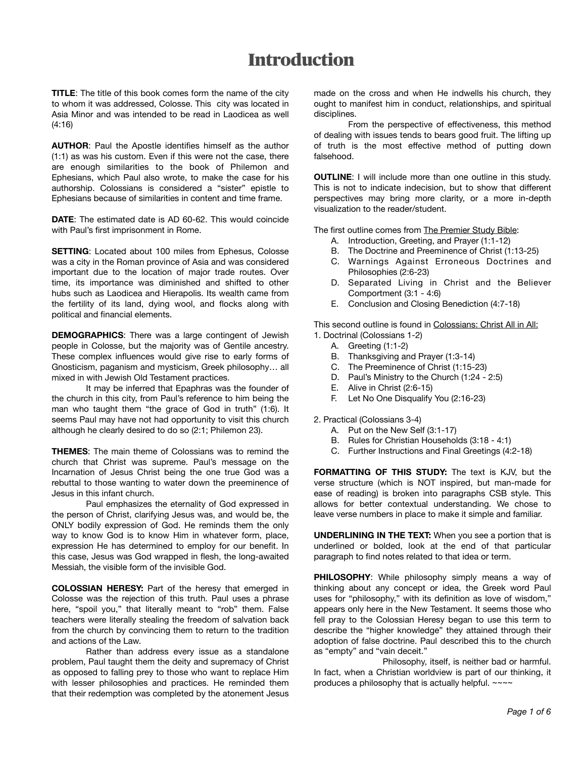# Introduction

**TITLE**: The title of this book comes form the name of the city to whom it was addressed, Colosse. This city was located in Asia Minor and was intended to be read in Laodicea as well (4:16)

**AUTHOR**: Paul the Apostle identifies himself as the author (1:1) as was his custom. Even if this were not the case, there are enough similarities to the book of Philemon and Ephesians, which Paul also wrote, to make the case for his authorship. Colossians is considered a "sister" epistle to Ephesians because of similarities in content and time frame.

**DATE**: The estimated date is AD 60-62. This would coincide with Paul's first imprisonment in Rome.

**SETTING**: Located about 100 miles from Ephesus, Colosse was a city in the Roman province of Asia and was considered important due to the location of major trade routes. Over time, its importance was diminished and shifted to other hubs such as Laodicea and Hierapolis. Its wealth came from the fertility of its land, dying wool, and flocks along with political and financial elements.

**DEMOGRAPHICS**: There was a large contingent of Jewish people in Colosse, but the majority was of Gentile ancestry. These complex influences would give rise to early forms of Gnosticism, paganism and mysticism, Greek philosophy… all mixed in with Jewish Old Testament practices.

It may be inferred that Epaphras was the founder of the church in this city, from Paul's reference to him being the man who taught them "the grace of God in truth" (1:6). It seems Paul may have not had opportunity to visit this church although he clearly desired to do so (2:1; Philemon 23).

**THEMES**: The main theme of Colossians was to remind the church that Christ was supreme. Paul's message on the Incarnation of Jesus Christ being the one true God was a rebuttal to those wanting to water down the preeminence of Jesus in this infant church.

Paul emphasizes the eternality of God expressed in the person of Christ, clarifying Jesus was, and would be, the ONLY bodily expression of God. He reminds them the only way to know God is to know Him in whatever form, place, expression He has determined to employ for our benefit. In this case, Jesus was God wrapped in flesh, the long-awaited Messiah, the visible form of the invisible God.

**COLOSSIAN HERESY:** Part of the heresy that emerged in Colosse was the rejection of this truth. Paul uses a phrase here, "spoil you," that literally meant to "rob" them. False teachers were literally stealing the freedom of salvation back from the church by convincing them to return to the tradition and actions of the Law.

Rather than address every issue as a standalone problem, Paul taught them the deity and supremacy of Christ as opposed to falling prey to those who want to replace Him with lesser philosophies and practices. He reminded them that their redemption was completed by the atonement Jesus made on the cross and when He indwells his church, they ought to manifest him in conduct, relationships, and spiritual disciplines.

From the perspective of effectiveness, this method of dealing with issues tends to bears good fruit. The lifting up of truth is the most effective method of putting down falsehood.

**OUTLINE**: I will include more than one outline in this study. This is not to indicate indecision, but to show that different perspectives may bring more clarity, or a more in-depth visualization to the reader/student.

The first outline comes from <u>The Premier Study Bible</u>:

- A. Introduction, Greeting, and Prayer (1:1-12)
- B. The Doctrine and Preeminence of Christ (1:13-25)
- C. Warnings Against Erroneous Doctrines and Philosophies (2:6-23)
- D. Separated Living in Christ and the Believer Comportment (3:1 - 4:6)
- E. Conclusion and Closing Benediction (4:7-18)

This second outline is found in <u>Colossians: Christ All in All:</u>

1. Doctrinal (Colossians 1-2)
   - A. Greeting (1:1-2)
   - B. Thanksgiving and Prayer (1:3-14)
   - C. The Preeminence of Christ (1:15-23)
   - D. Paul's Ministry to the Church (1:24 - 2:5)
   - E. Alive in Christ (2:6-15)
   - F. Let No One Disqualify You (2:16-23)

2. Practical (Colossians 3-4)
   - A. Put on the New Self (3:1-17)
   - B. Rules for Christian Households (3:18 - 4:1)
   - C. Further Instructions and Final Greetings (4:2-18)

**FORMATTING OF THIS STUDY:** The text is KJV, but the verse structure (which is NOT inspired, but man-made for ease of reading) is broken into paragraphs CSB style. This allows for better contextual understanding. We chose to leave verse numbers in place to make it simple and familiar.

**UNDERLINING IN THE TEXT:** When you see a portion that is underlined or bolded, look at the end of that particular paragraph to find notes related to that idea or term.

**PHILOSOPHY**: While philosophy simply means a way of thinking about any concept or idea, the Greek word Paul uses for "philosophy," with its definition as love of wisdom," appears only here in the New Testament. It seems those who fell pray to the Colossian Heresy began to use this term to describe the "higher knowledge" they attained through their adoption of false doctrine. Paul described this to the church as "empty" and "vain deceit."

Philosophy, itself, is neither bad or harmful. In fact, when a Christian worldview is part of our thinking, it produces a philosophy that is actually helpful. ~~~~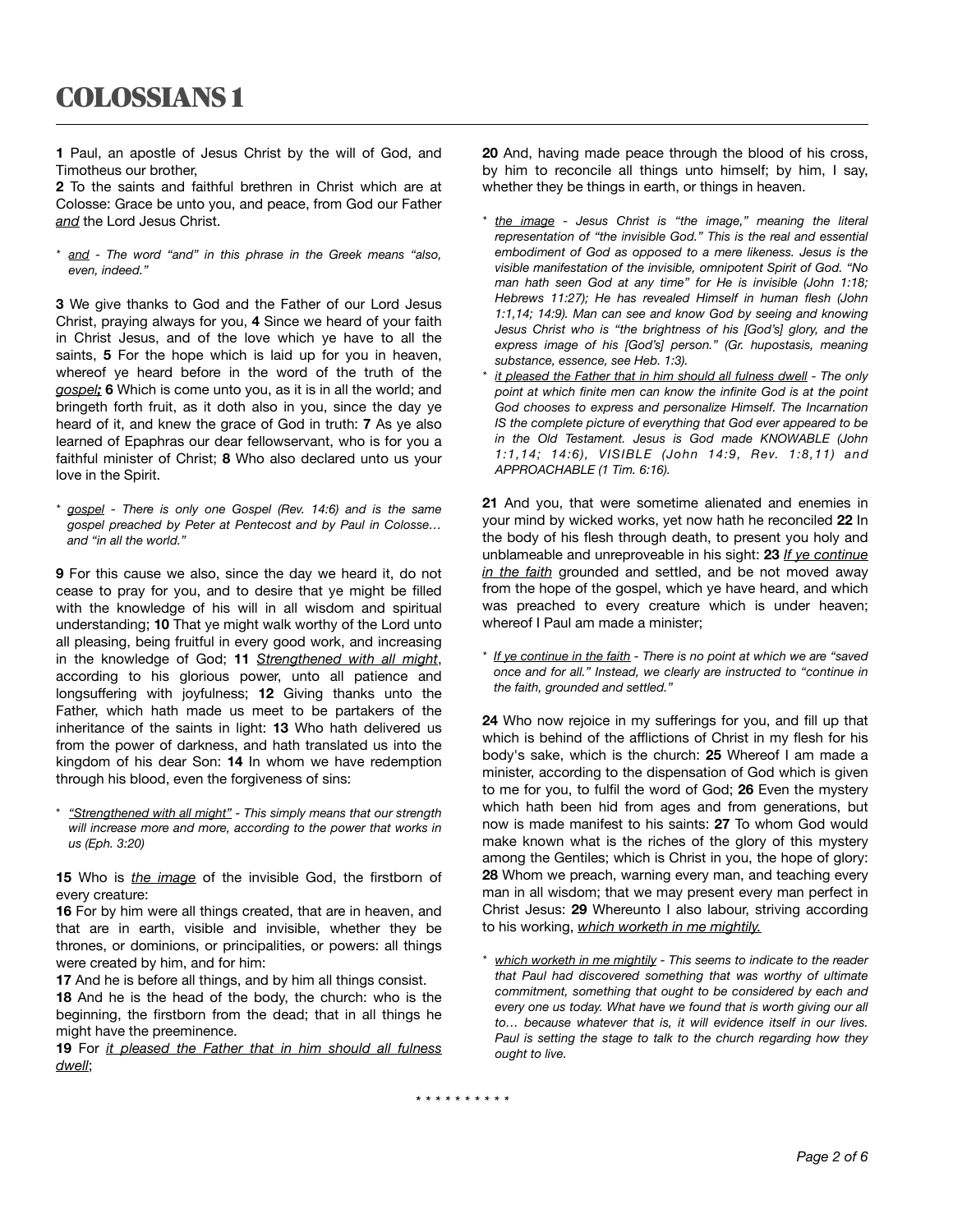# COLOSSIANS 1

**1** Paul, an apostle of Jesus Christ by the will of God, and Timotheus our brother,
**2** To the saints and faithful brethren in Christ which are at Colosse: Grace be unto you, and peace, from God our Father *and* the Lord Jesus Christ.

* *and - The word "and" in this phrase in the Greek means "also, even, indeed."*

**3** We give thanks to God and the Father of our Lord Jesus Christ, praying always for you, **4** Since we heard of your faith in Christ Jesus, and of the love which ye have to all the saints, **5** For the hope which is laid up for you in heaven, whereof ye heard before in the word of the truth of the *gospel*; **6** Which is come unto you, as it is in all the world; and bringeth forth fruit, as it doth also in you, since the day ye heard of it, and knew the grace of God in truth: **7** As ye also learned of Epaphras our dear fellowservant, who is for you a faithful minister of Christ; **8** Who also declared unto us your love in the Spirit.

* *gospel - There is only one Gospel (Rev. 14:6) and is the same gospel preached by Peter at Pentecost and by Paul in Colosse… and "in all the world."*

**9** For this cause we also, since the day we heard it, do not cease to pray for you, and to desire that ye might be filled with the knowledge of his will in all wisdom and spiritual understanding; **10** That ye might walk worthy of the Lord unto all pleasing, being fruitful in every good work, and increasing in the knowledge of God; **11** *Strengthened with all might*, according to his glorious power, unto all patience and longsuffering with joyfulness; **12** Giving thanks unto the Father, which hath made us meet to be partakers of the inheritance of the saints in light: **13** Who hath delivered us from the power of darkness, and hath translated us into the kingdom of his dear Son: **14** In whom we have redemption through his blood, even the forgiveness of sins:

* *"Strengthened with all might" - This simply means that our strength will increase more and more, according to the power that works in us (Eph. 3:20)*

**15** Who is *the image* of the invisible God, the firstborn of every creature:
**16** For by him were all things created, that are in heaven, and that are in earth, visible and invisible, whether they be thrones, or dominions, or principalities, or powers: all things were created by him, and for him:
**17** And he is before all things, and by him all things consist.
**18** And he is the head of the body, the church: who is the beginning, the firstborn from the dead; that in all things he might have the preeminence.
**19** For *it pleased the Father that in him should all fulness dwell*;
**20** And, having made peace through the blood of his cross, by him to reconcile all things unto himself; by him, I say, whether they be things in earth, or things in heaven.

* *the image - Jesus Christ is "the image," meaning the literal representation of "the invisible God." This is the real and essential embodiment of God as opposed to a mere likeness. Jesus is the visible manifestation of the invisible, omnipotent Spirit of God. "No man hath seen God at any time" for He is invisible (John 1:18; Hebrews 11:27); He has revealed Himself in human flesh (John 1:1,14; 14:9). Man can see and know God by seeing and knowing Jesus Christ who is "the brightness of his [God's] glory, and the express image of his [God's] person." (Gr. hupostasis, meaning substance, essence, see Heb. 1:3).*
* *it pleased the Father that in him should all fulness dwell - The only point at which finite men can know the infinite God is at the point God chooses to express and personalize Himself. The Incarnation IS the complete picture of everything that God ever appeared to be in the Old Testament. Jesus is God made KNOWABLE (John 1:1,14; 14:6), VISIBLE (John 14:9, Rev. 1:8,11) and APPROACHABLE (1 Tim. 6:16).*

**21** And you, that were sometime alienated and enemies in your mind by wicked works, yet now hath he reconciled **22** In the body of his flesh through death, to present you holy and unblameable and unreproveable in his sight: **23** *If ye continue in the faith* grounded and settled, and be not moved away from the hope of the gospel, which ye have heard, and which was preached to every creature which is under heaven; whereof I Paul am made a minister;

* *If ye continue in the faith - There is no point at which we are "saved once and for all." Instead, we clearly are instructed to "continue in the faith, grounded and settled."*

**24** Who now rejoice in my sufferings for you, and fill up that which is behind of the afflictions of Christ in my flesh for his body's sake, which is the church: **25** Whereof I am made a minister, according to the dispensation of God which is given to me for you, to fulfil the word of God; **26** Even the mystery which hath been hid from ages and from generations, but now is made manifest to his saints: **27** To whom God would make known what is the riches of the glory of this mystery among the Gentiles; which is Christ in you, the hope of glory: **28** Whom we preach, warning every man, and teaching every man in all wisdom; that we may present every man perfect in Christ Jesus: **29** Whereunto I also labour, striving according to his working, *which worketh in me mightily.*

* *which worketh in me mightily - This seems to indicate to the reader that Paul had discovered something that was worthy of ultimate commitment, something that ought to be considered by each and every one us today. What have we found that is worth giving our all to… because whatever that is, it will evidence itself in our lives. Paul is setting the stage to talk to the church regarding how they ought to live.*

* * * * * * * * * *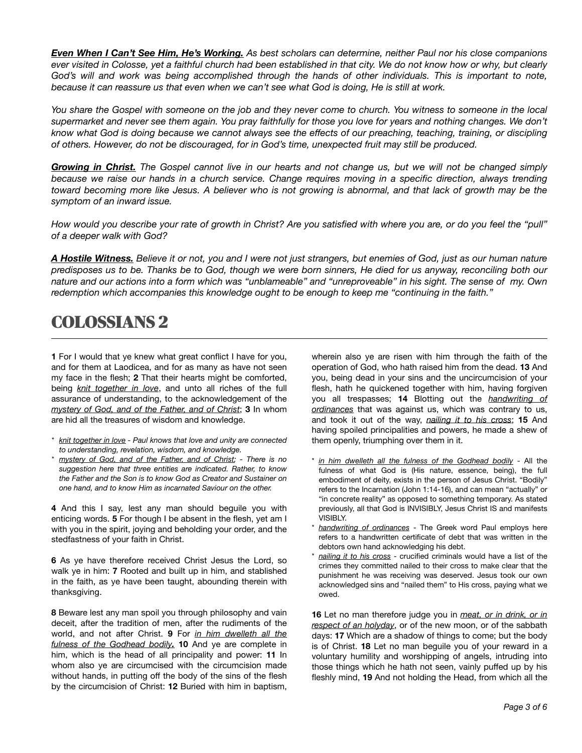***Even When I Can't See Him, He's Working.*** *As best scholars can determine, neither Paul nor his close companions ever visited in Colosse, yet a faithful church had been established in that city. We do not know how or why, but clearly God's will and work was being accomplished through the hands of other individuals. This is important to note, because it can reassure us that even when we can't see what God is doing, He is still at work.*

*You share the Gospel with someone on the job and they never come to church. You witness to someone in the local supermarket and never see them again. You pray faithfully for those you love for years and nothing changes. We don't know what God is doing because we cannot always see the effects of our preaching, teaching, training, or discipling of others. However, do not be discouraged, for in God's time, unexpected fruit may still be produced.*

***Growing in Christ.*** *The Gospel cannot live in our hearts and not change us, but we will not be changed simply because we raise our hands in a church service. Change requires moving in a specific direction, always trending toward becoming more like Jesus. A believer who is not growing is abnormal, and that lack of growth may be the symptom of an inward issue.*

*How would you describe your rate of growth in Christ? Are you satisfied with where you are, or do you feel the "pull" of a deeper walk with God?*

***A Hostile Witness.*** *Believe it or not, you and I were not just strangers, but enemies of God, just as our human nature predisposes us to be. Thanks be to God, though we were born sinners, He died for us anyway, reconciling both our nature and our actions into a form which was "unblameable" and "unreproveable" in his sight. The sense of my. Own redemption which accompanies this knowledge ought to be enough to keep me "continuing in the faith."*

# COLOSSIANS 2

**1** For I would that ye knew what great conflict I have for you, and for them at Laodicea, and for as many as have not seen my face in the flesh; **2** That their hearts might be comforted, being *knit together in love*, and unto all riches of the full assurance of understanding, to the acknowledgement of the *mystery of God, and of the Father, and of Christ*; **3** In whom are hid all the treasures of wisdom and knowledge.

- * *knit together in love - Paul knows that love and unity are connected to understanding, revelation, wisdom, and knowledge.*
- * *mystery of God, and of the Father, and of Christ; - There is no suggestion here that three entities are indicated. Rather, to know the Father and the Son is to know God as Creator and Sustainer on one hand, and to know Him as incarnated Saviour on the other.*

**4** And this I say, lest any man should beguile you with enticing words. **5** For though I be absent in the flesh, yet am I with you in the spirit, joying and beholding your order, and the stedfastness of your faith in Christ.

**6** As ye have therefore received Christ Jesus the Lord, so walk ye in him: **7** Rooted and built up in him, and stablished in the faith, as ye have been taught, abounding therein with thanksgiving.

**8** Beware lest any man spoil you through philosophy and vain deceit, after the tradition of men, after the rudiments of the world, and not after Christ. **9** For *in him dwelleth all the fulness of the Godhead bodily*. **10** And ye are complete in him, which is the head of all principality and power: **11** In whom also ye are circumcised with the circumcision made without hands, in putting off the body of the sins of the flesh by the circumcision of Christ: **12** Buried with him in baptism, wherein also ye are risen with him through the faith of the operation of God, who hath raised him from the dead. **13** And you, being dead in your sins and the uncircumcision of your flesh, hath he quickened together with him, having forgiven you all trespasses; **14** Blotting out the *handwriting of ordinances* that was against us, which was contrary to us, and took it out of the way, *nailing it to his cross*; **15** And having spoiled principalities and powers, he made a shew of them openly, triumphing over them in it.

- * *in him dwelleth all the fulness of the Godhead bodily* - All the fulness of what God is (His nature, essence, being), the full embodiment of deity, exists in the person of Jesus Christ. "Bodily" refers to the Incarnation (John 1:14-16), and can mean "actually" or "in concrete reality" as opposed to something temporary. As stated previously, all that God is INVISIBLY, Jesus Christ IS and manifests VISIBLY.
- * *handwriting of ordinances* - The Greek word Paul employs here refers to a handwritten certificate of debt that was written in the debtors own hand acknowledging his debt.
- * *nailing it to his cross* - crucified criminals would have a list of the crimes they committed nailed to their cross to make clear that the punishment he was receiving was deserved. Jesus took our own acknowledged sins and "nailed them" to His cross, paying what we owed.

**16** Let no man therefore judge you in *meat, or in drink, or in respect of an holyday*, or of the new moon, or of the sabbath days: **17** Which are a shadow of things to come; but the body is of Christ. **18** Let no man beguile you of your reward in a voluntary humility and worshipping of angels, intruding into those things which he hath not seen, vainly puffed up by his fleshly mind, **19** And not holding the Head, from which all the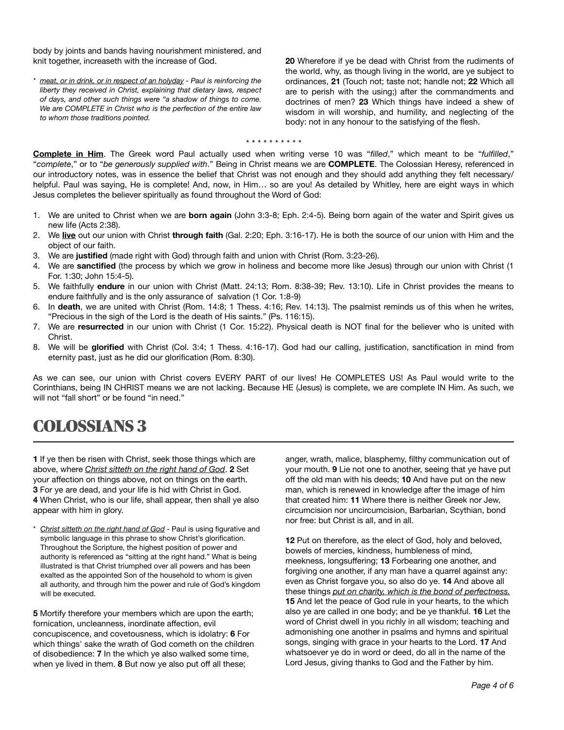body by joints and bands having nourishment ministered, and knit together, increaseth with the increase of God.

\* *meat, or in drink, or in respect of an holyday - Paul is reinforcing the liberty they received in Christ, explaining that dietary laws, respect of days, and other such things were "a shadow of things to come. We are COMPLETE in Christ who is the perfection of the entire law to whom those traditions pointed.*

**20** Wherefore if ye be dead with Christ from the rudiments of the world, why, as though living in the world, are ye subject to ordinances, **21** (Touch not; taste not; handle not; **22** Which all are to perish with the using;) after the commandments and doctrines of men? **23** Which things have indeed a shew of wisdom in will worship, and humility, and neglecting of the body: not in any honour to the satisfying of the flesh.

\* \* \* \* \* \* \* \* \* \*

**Complete in Him**. The Greek word Paul actually used when writing verse 10 was "*filled*," which meant to be "*fulfilled*," "*complete*," or to "*be generously supplied with*." Being in Christ means we are **COMPLETE**. The Colossian Heresy, referenced in our introductory notes, was in essence the belief that Christ was not enough and they should add anything they felt necessary/ helpful. Paul was saying, He is complete! And, now, in Him… so are you! As detailed by Whitley, here are eight ways in which Jesus completes the believer spiritually as found throughout the Word of God:

1. We are united to Christ when we are **born again** (John 3:3-8; Eph. 2:4-5). Being born again of the water and Spirit gives us new life (Acts 2:38).
2. We **live** out our union with Christ **through faith** (Gal. 2:20; Eph. 3:16-17). He is both the source of our union with Him and the object of our faith.
3. We are **justified** (made right with God) through faith and union with Christ (Rom. 3:23-26).
4. We are **sanctified** (the process by which we grow in holiness and become more like Jesus) through our union with Christ (1 For. 1:30; John 15:4-5).
5. We faithfully **endure** in our union with Christ (Matt. 24:13; Rom. 8:38-39; Rev. 13:10). Life in Christ provides the means to endure faithfully and is the only assurance of salvation (1 Cor. 1:8-9)
6. In **death**, we are united with Christ (Rom. 14:8; 1 Thess. 4:16; Rev. 14:13). The psalmist reminds us of this when he writes, "Precious in the sigh of the Lord is the death of His saints." (Ps. 116:15).
7. We are **resurrected** in our union with Christ (1 Cor. 15:22). Physical death is NOT final for the believer who is united with Christ.
8. We will be **glorified** with Christ (Col. 3:4; 1 Thess. 4:16-17). God had our calling, justification, sanctification in mind from eternity past, just as he did our glorification (Rom. 8:30).

As we can see, our union with Christ covers EVERY PART of our lives! He COMPLETES US! As Paul would write to the Corinthians, being IN CHRIST means we are not lacking. Because HE (Jesus) is complete, we are complete IN Him. As such, we will not "fall short" or be found "in need."

# COLOSSIANS 3

**1** If ye then be risen with Christ, seek those things which are above, where *Christ sitteth on the right hand of God*. **2** Set your affection on things above, not on things on the earth. **3** For ye are dead, and your life is hid with Christ in God. **4** When Christ, who is our life, shall appear, then shall ye also appear with him in glory.

\* *Christ sitteth on the right hand of God* - Paul is using figurative and symbolic language in this phrase to show Christ's glorification. Throughout the Scripture, the highest position of power and authority is referenced as "sitting at the right hand." What is being illustrated is that Christ triumphed over all powers and has been exalted as the appointed Son of the household to whom is given all authority, and through him the power and rule of God's kingdom will be executed.

**5** Mortify therefore your members which are upon the earth; fornication, uncleanness, inordinate affection, evil concupiscence, and covetousness, which is idolatry: **6** For which things' sake the wrath of God cometh on the children of disobedience: **7** In the which ye also walked some time, when ye lived in them. **8** But now ye also put off all these; anger, wrath, malice, blasphemy, filthy communication out of your mouth. **9** Lie not one to another, seeing that ye have put off the old man with his deeds; **10** And have put on the new man, which is renewed in knowledge after the image of him that created him: **11** Where there is neither Greek nor Jew, circumcision nor uncircumcision, Barbarian, Scythian, bond nor free: but Christ is all, and in all.

**12** Put on therefore, as the elect of God, holy and beloved, bowels of mercies, kindness, humbleness of mind, meekness, longsuffering; **13** Forbearing one another, and forgiving one another, if any man have a quarrel against any: even as Christ forgave you, so also do ye. **14** And above all these things *put on charity, which is the bond of perfectness.* **15** And let the peace of God rule in your hearts, to the which also ye are called in one body; and be ye thankful. **16** Let the word of Christ dwell in you richly in all wisdom; teaching and admonishing one another in psalms and hymns and spiritual songs, singing with grace in your hearts to the Lord. **17** And whatsoever ye do in word or deed, do all in the name of the Lord Jesus, giving thanks to God and the Father by him.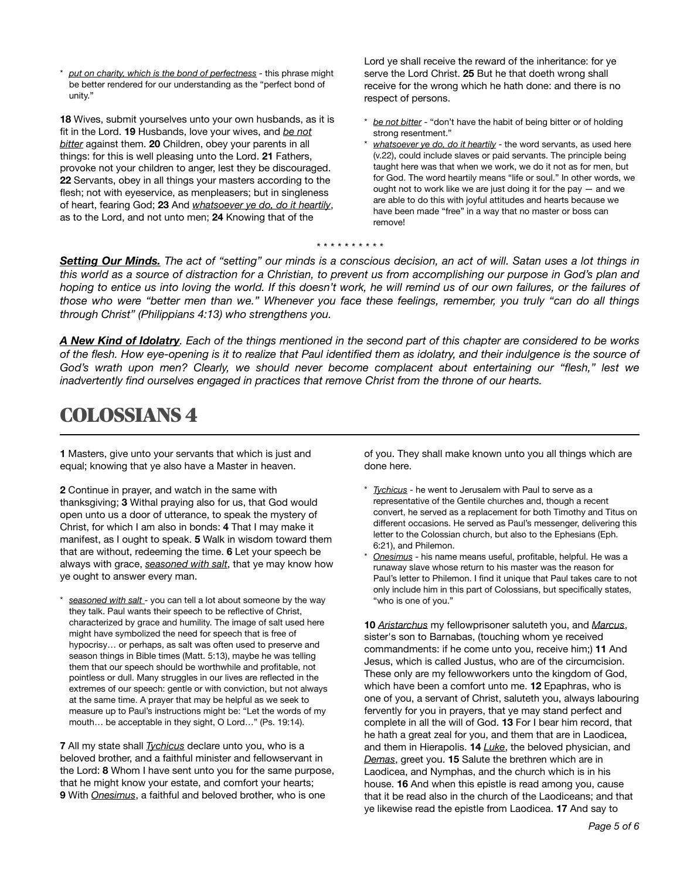\* _put on charity, which is the bond of perfectness_ - this phrase might be better rendered for our understanding as the "perfect bond of unity."

**18** Wives, submit yourselves unto your own husbands, as it is fit in the Lord. **19** Husbands, love your wives, and _be not bitter_ against them. **20** Children, obey your parents in all things: for this is well pleasing unto the Lord. **21** Fathers, provoke not your children to anger, lest they be discouraged. **22** Servants, obey in all things your masters according to the flesh; not with eyeservice, as menpleasers; but in singleness of heart, fearing God; **23** And _whatsoever ye do, do it heartily_, as to the Lord, and not unto men; **24** Knowing that of the Lord ye shall receive the reward of the inheritance: for ye serve the Lord Christ. **25** But he that doeth wrong shall receive for the wrong which he hath done: and there is no respect of persons.

\* _be not bitter_ - "don't have the habit of being bitter or of holding strong resentment."

\* _whatsoever ye do, do it heartily_ - the word servants, as used here (v.22), could include slaves or paid servants. The principle being taught here was that when we work, we do it not as for men, but for God. The word heartily means "life or soul." In other words, we ought not to work like we are just doing it for the pay — and we are able to do this with joyful attitudes and hearts because we have been made "free" in a way that no master or boss can remove!

\* \* \* \* \* \* \* \* \* \*

***Setting Our Minds.*** *The act of "setting" our minds is a conscious decision, an act of will. Satan uses a lot things in this world as a source of distraction for a Christian, to prevent us from accomplishing our purpose in God's plan and hoping to entice us into loving the world. If this doesn't work, he will remind us of our own failures, or the failures of those who were "better men than we." Whenever you face these feelings, remember, you truly "can do all things through Christ" (Philippians 4:13) who strengthens you.*

***A New Kind of Idolatry****. Each of the things mentioned in the second part of this chapter are considered to be works of the flesh. How eye-opening is it to realize that Paul identified them as idolatry, and their indulgence is the source of God's wrath upon men? Clearly, we should never become complacent about entertaining our "flesh," lest we inadvertently find ourselves engaged in practices that remove Christ from the throne of our hearts.*

# COLOSSIANS 4

**1** Masters, give unto your servants that which is just and equal; knowing that ye also have a Master in heaven.

**2** Continue in prayer, and watch in the same with thanksgiving; **3** Withal praying also for us, that God would open unto us a door of utterance, to speak the mystery of Christ, for which I am also in bonds: **4** That I may make it manifest, as I ought to speak. **5** Walk in wisdom toward them that are without, redeeming the time. **6** Let your speech be always with grace, _seasoned with salt_, that ye may know how ye ought to answer every man.

\* _seasoned with salt_ - you can tell a lot about someone by the way they talk. Paul wants their speech to be reflective of Christ, characterized by grace and humility. The image of salt used here might have symbolized the need for speech that is free of hypocrisy… or perhaps, as salt was often used to preserve and season things in Bible times (Matt. 5:13), maybe he was telling them that our speech should be worthwhile and profitable, not pointless or dull. Many struggles in our lives are reflected in the extremes of our speech: gentle or with conviction, but not always at the same time. A prayer that may be helpful as we seek to measure up to Paul's instructions might be: "Let the words of my mouth… be acceptable in they sight, O Lord…" (Ps. 19:14).

**7** All my state shall _Tychicus_ declare unto you, who is a beloved brother, and a faithful minister and fellowservant in the Lord: **8** Whom I have sent unto you for the same purpose, that he might know your estate, and comfort your hearts; **9** With _Onesimus_, a faithful and beloved brother, who is one of you. They shall make known unto you all things which are done here.

\* _Tychicus_ - he went to Jerusalem with Paul to serve as a representative of the Gentile churches and, though a recent convert, he served as a replacement for both Timothy and Titus on different occasions. He served as Paul's messenger, delivering this letter to the Colossian church, but also to the Ephesians (Eph. 6:21), and Philemon.

\* _Onesimus_ - his name means useful, profitable, helpful. He was a runaway slave whose return to his master was the reason for Paul's letter to Philemon. I find it unique that Paul takes care to not only include him in this part of Colossians, but specifically states, "who is one of you."

**10** _Aristarchus_ my fellowprisoner saluteth you, and _Marcus_, sister's son to Barnabas, (touching whom ye received commandments: if he come unto you, receive him;) **11** And Jesus, which is called Justus, who are of the circumcision. These only are my fellowworkers unto the kingdom of God, which have been a comfort unto me. **12** Epaphras, who is one of you, a servant of Christ, saluteth you, always labouring fervently for you in prayers, that ye may stand perfect and complete in all the will of God. **13** For I bear him record, that he hath a great zeal for you, and them that are in Laodicea, and them in Hierapolis. **14** _Luke_, the beloved physician, and _Demas_, greet you. **15** Salute the brethren which are in Laodicea, and Nymphas, and the church which is in his house. **16** And when this epistle is read among you, cause that it be read also in the church of the Laodiceans; and that ye likewise read the epistle from Laodicea. **17** And say to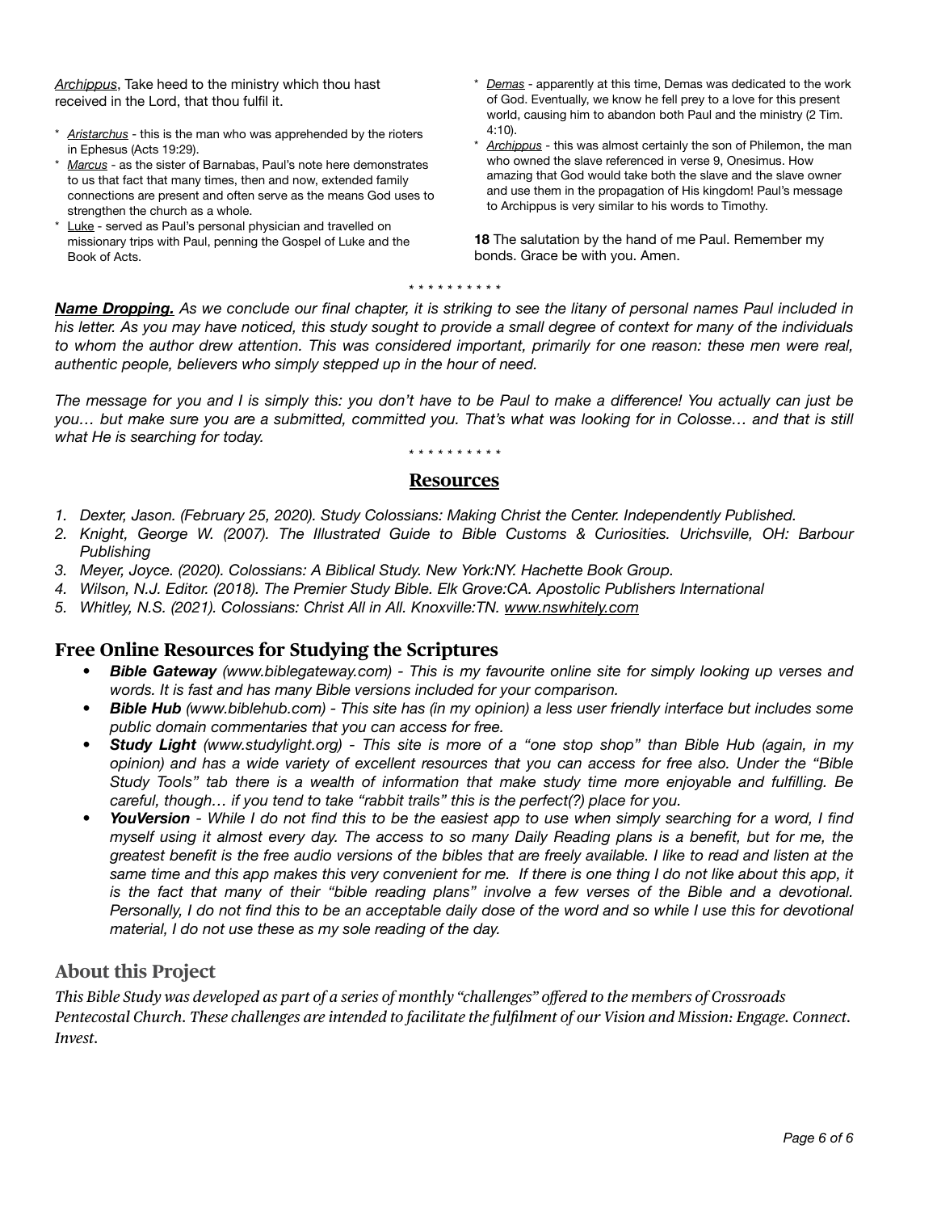*Archippus*, Take heed to the ministry which thou hast received in the Lord, that thou fulfil it.

* *Aristarchus* - this is the man who was apprehended by the rioters in Ephesus (Acts 19:29).
* *Marcus* - as the sister of Barnabas, Paul's note here demonstrates to us that fact that many times, then and now, extended family connections are present and often serve as the means God uses to strengthen the church as a whole.
* Luke - served as Paul's personal physician and travelled on missionary trips with Paul, penning the Gospel of Luke and the Book of Acts.
* *Demas* - apparently at this time, Demas was dedicated to the work of God. Eventually, we know he fell prey to a love for this present world, causing him to abandon both Paul and the ministry (2 Tim. 4:10).
* *Archippus* - this was almost certainly the son of Philemon, the man who owned the slave referenced in verse 9, Onesimus. How amazing that God would take both the slave and the slave owner and use them in the propagation of His kingdom! Paul's message to Archippus is very similar to his words to Timothy.

**18** The salutation by the hand of me Paul. Remember my bonds. Grace be with you. Amen.

\* \* \* \* \* \* \* \* \* \*

***Name Dropping.*** *As we conclude our final chapter, it is striking to see the litany of personal names Paul included in his letter. As you may have noticed, this study sought to provide a small degree of context for many of the individuals to whom the author drew attention. This was considered important, primarily for one reason: these men were real, authentic people, believers who simply stepped up in the hour of need.*

*The message for you and I is simply this: you don't have to be Paul to make a difference! You actually can just be you… but make sure you are a submitted, committed you. That's what was looking for in Colosse… and that is still what He is searching for today.*

\* \* \* \* \* \* \* \* \* \*

## Resources

1. *Dexter, Jason. (February 25, 2020). Study Colossians: Making Christ the Center. Independently Published.*
2. *Knight, George W. (2007). The Illustrated Guide to Bible Customs & Curiosities. Urichsville, OH: Barbour Publishing*
3. *Meyer, Joyce. (2020). Colossians: A Biblical Study. New York:NY. Hachette Book Group.*
4. *Wilson, N.J. Editor. (2018). The Premier Study Bible. Elk Grove:CA. Apostolic Publishers International*
5. *Whitley, N.S. (2021). Colossians: Christ All in All. Knoxville:TN. www.nswhitely.com*

## Free Online Resources for Studying the Scriptures

- ***Bible Gateway*** *(www.biblegateway.com) - This is my favourite online site for simply looking up verses and words. It is fast and has many Bible versions included for your comparison.*
- ***Bible Hub*** *(www.biblehub.com) - This site has (in my opinion) a less user friendly interface but includes some public domain commentaries that you can access for free.*
- ***Study Light*** *(www.studylight.org) - This site is more of a "one stop shop" than Bible Hub (again, in my opinion) and has a wide variety of excellent resources that you can access for free also. Under the "Bible Study Tools" tab there is a wealth of information that make study time more enjoyable and fulfilling. Be careful, though… if you tend to take "rabbit trails" this is the perfect(?) place for you.*
- ***YouVersion*** *- While I do not find this to be the easiest app to use when simply searching for a word, I find myself using it almost every day. The access to so many Daily Reading plans is a benefit, but for me, the greatest benefit is the free audio versions of the bibles that are freely available. I like to read and listen at the same time and this app makes this very convenient for me. If there is one thing I do not like about this app, it is the fact that many of their "bible reading plans" involve a few verses of the Bible and a devotional. Personally, I do not find this to be an acceptable daily dose of the word and so while I use this for devotional material, I do not use these as my sole reading of the day.*

## About this Project

*This Bible Study was developed as part of a series of monthly "challenges" offered to the members of Crossroads Pentecostal Church. These challenges are intended to facilitate the fulfilment of our Vision and Mission: Engage. Connect. Invest.*